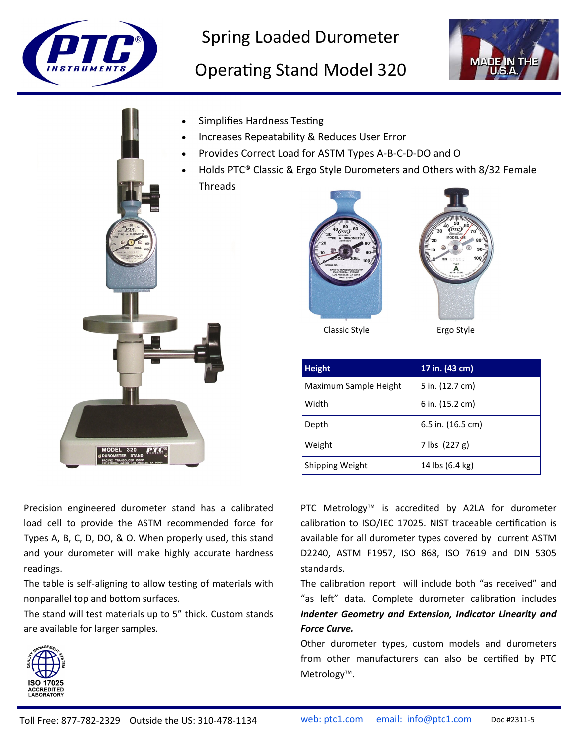# Spring Loaded Durometer Operating Stand Model 320

- Simplifies Hardness Testing
- Increases Repeatability & Reduces User Error
- Provides Correct Load for ASTM Types A-B-C-D-DO and O
- Holds PTC® Classic & Ergo Style Durometers and Others with 8/32 Female Threads

Classic Style

Ergo Style

| Height | 17 in. (43 cm) |
|---|---|
| Maximum Sample Height | 5 in. (12.7 cm) |
| Width | 6 in. (15.2 cm) |
| Depth | 6.5 in. (16.5 cm) |
| Weight | 7 lbs (227 g) |
| Shipping Weight | 14 lbs (6.4 kg) |

Precision engineered durometer stand has a calibrated load cell to provide the ASTM recommended force for Types A, B, C, D, DO, & O. When properly used, this stand and your durometer will make highly accurate hardness readings.

The table is self-aligning to allow testing of materials with nonparallel top and bottom surfaces.

The stand will test materials up to 5" thick. Custom stands are available for larger samples.

PTC Metrology™ is accredited by A2LA for durometer calibration to ISO/IEC 17025. NIST traceable certification is available for all durometer types covered by current ASTM D2240, ASTM F1957, ISO 868, ISO 7619 and DIN 5305 standards.

The calibration report will include both "as received" and "as left" data. Complete durometer calibration includes ***Indenter Geometry and Extension, Indicator Linearity and Force Curve.***

Other durometer types, custom models and durometers from other manufacturers can also be certified by PTC Metrology™.

ISO 17025 ACCREDITED LABORATORY

Toll Free: 877-782-2329 Outside the US: 310-478-1134 web: ptc1.com email: info@ptc1.com Doc #2311-5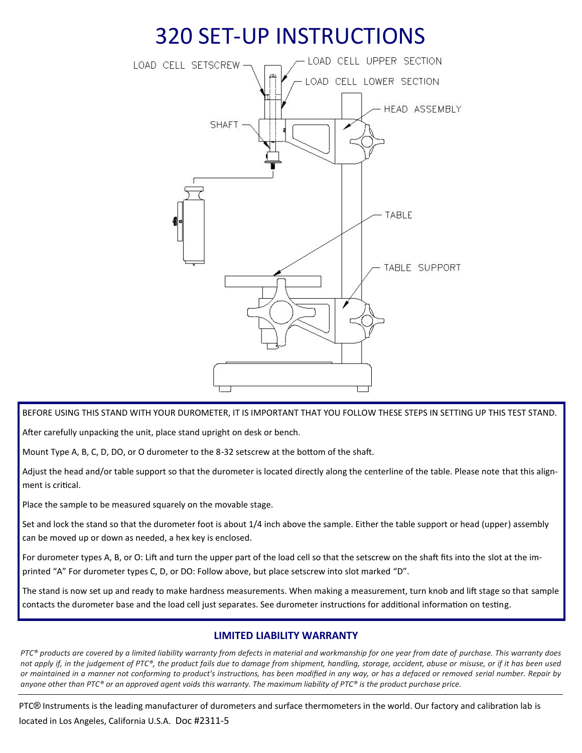# 320 SET-UP INSTRUCTIONS

LOAD CELL SETSCREW
LOAD CELL UPPER SECTION
LOAD CELL LOWER SECTION
HEAD ASSEMBLY
SHAFT
TABLE
TABLE SUPPORT

BEFORE USING THIS STAND WITH YOUR DUROMETER, IT IS IMPORTANT THAT YOU FOLLOW THESE STEPS IN SETTING UP THIS TEST STAND.

After carefully unpacking the unit, place stand upright on desk or bench.

Mount Type A, B, C, D, DO, or O durometer to the 8-32 setscrew at the bottom of the shaft.

Adjust the head and/or table support so that the durometer is located directly along the centerline of the table. Please note that this alignment is critical.

Place the sample to be measured squarely on the movable stage.

Set and lock the stand so that the durometer foot is about 1/4 inch above the sample. Either the table support or head (upper) assembly can be moved up or down as needed, a hex key is enclosed.

For durometer types A, B, or O: Lift and turn the upper part of the load cell so that the setscrew on the shaft fits into the slot at the imprinted "A" For durometer types C, D, or DO: Follow above, but place setscrew into slot marked "D".

The stand is now set up and ready to make hardness measurements. When making a measurement, turn knob and lift stage so that sample contacts the durometer base and the load cell just separates. See durometer instructions for additional information on testing.

## LIMITED LIABILITY WARRANTY

*PTC® products are covered by a limited liability warranty from defects in material and workmanship for one year from date of purchase. This warranty does not apply if, in the judgement of PTC®, the product fails due to damage from shipment, handling, storage, accident, abuse or misuse, or if it has been used or maintained in a manner not conforming to product's instructions, has been modified in any way, or has a defaced or removed serial number. Repair by anyone other than PTC® or an approved agent voids this warranty. The maximum liability of PTC® is the product purchase price.*

PTC® Instruments is the leading manufacturer of durometers and surface thermometers in the world. Our factory and calibration lab is located in Los Angeles, California U.S.A. Doc #2311-5